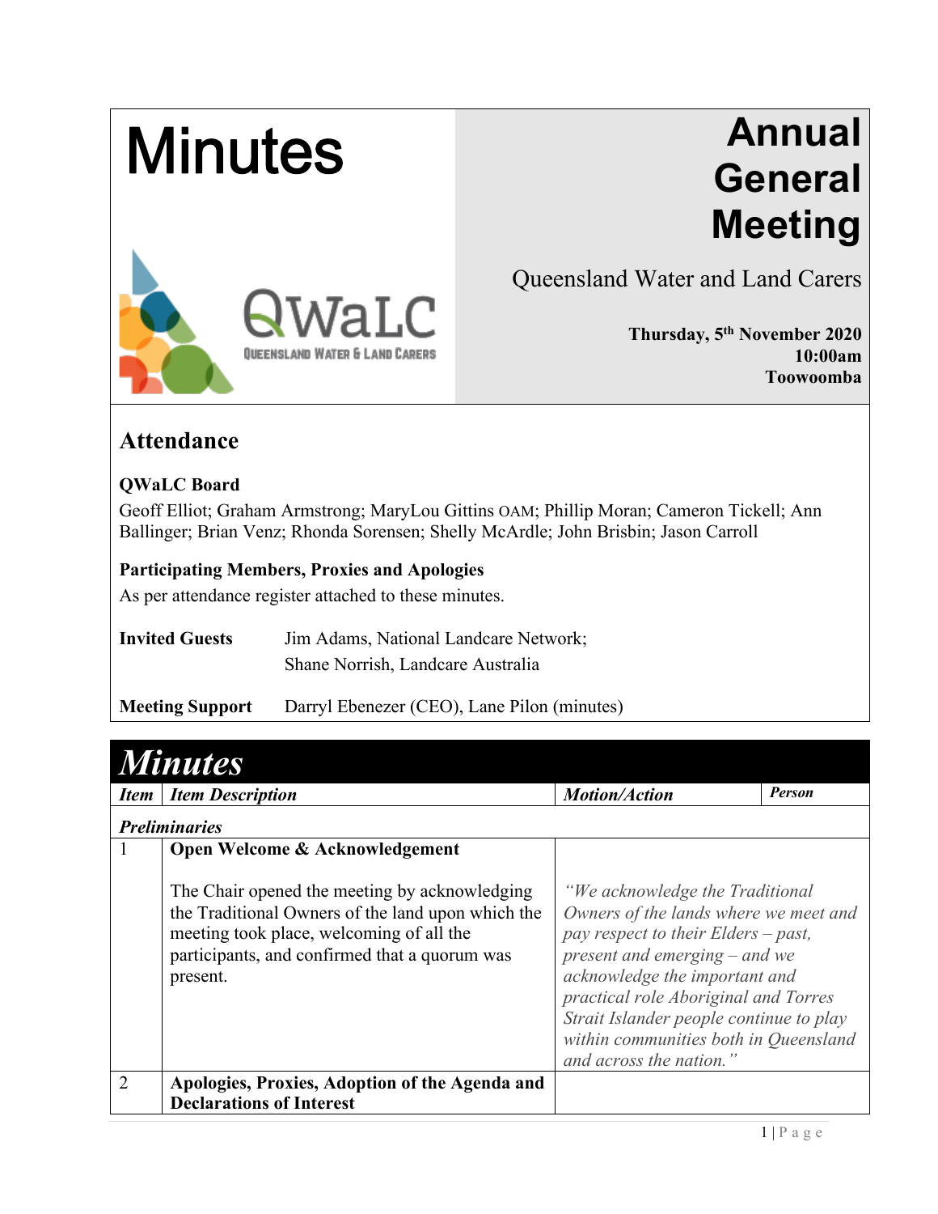# Minutes

# Annual General Meeting

Queensland Water and Land Carers

**Thursday, 5th November 2020**
**10:00am**
**Toowoomba**

## Attendance

**QWaLC Board**

Geoff Elliot; Graham Armstrong; MaryLou Gittins OAM; Phillip Moran; Cameron Tickell; Ann Ballinger; Brian Venz; Rhonda Sorensen; Shelly McArdle; John Brisbin; Jason Carroll

**Participating Members, Proxies and Apologies**

As per attendance register attached to these minutes.

**Invited Guests** Jim Adams, National Landcare Network; Shane Norrish, Landcare Australia

**Meeting Support** Darryl Ebenezer (CEO), Lane Pilon (minutes)

## *Minutes*

| *Item* | *Item Description* | *Motion/Action* | *Person* |
|---|---|---|---|
| ***Preliminaries*** | | | |
| 1 | **Open Welcome & Acknowledgement**<br><br>The Chair opened the meeting by acknowledging the Traditional Owners of the land upon which the meeting took place, welcoming of all the participants, and confirmed that a quorum was present. | *"We acknowledge the Traditional Owners of the lands where we meet and pay respect to their Elders – past, present and emerging – and we acknowledge the important and practical role Aboriginal and Torres Strait Islander people continue to play within communities both in Queensland and across the nation."* | |
| 2 | **Apologies, Proxies, Adoption of the Agenda and Declarations of Interest** | | |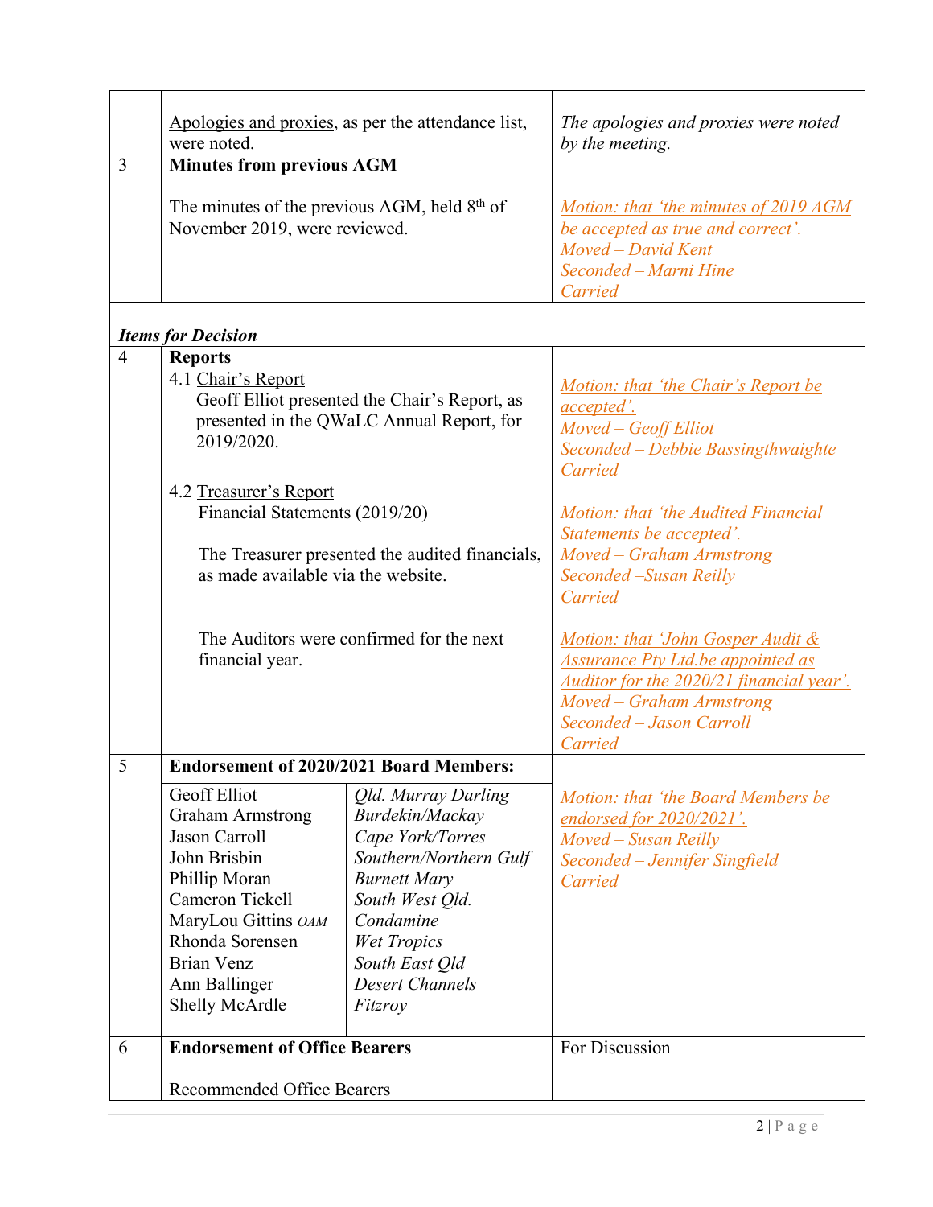| | | |
|---|---|---|
| | Apologies and proxies, as per the attendance list, were noted. | *The apologies and proxies were noted by the meeting.* |
| 3 | **Minutes from previous AGM**<br><br>The minutes of the previous AGM, held 8th of November 2019, were reviewed. | *Motion: that 'the minutes of 2019 AGM be accepted as true and correct'.*<br>*Moved – David Kent*<br>*Seconded – Marni Hine*<br>*Carried* |
| ***Items for Decision*** | | |
| 4 | **Reports**<br>4.1 Chair's Report<br>Geoff Elliot presented the Chair's Report, as presented in the QWaLC Annual Report, for 2019/2020. | *Motion: that 'the Chair's Report be accepted'.*<br>*Moved – Geoff Elliot*<br>*Seconded – Debbie Bassingthwaighte*<br>*Carried* |
| | 4.2 Treasurer's Report<br>Financial Statements (2019/20)<br><br>The Treasurer presented the audited financials, as made available via the website.<br><br>The Auditors were confirmed for the next financial year. | *Motion: that 'the Audited Financial Statements be accepted'.*<br>*Moved – Graham Armstrong*<br>*Seconded –Susan Reilly*<br>*Carried*<br><br>*Motion: that 'John Gosper Audit & Assurance Pty Ltd.be appointed as Auditor for the 2020/21 financial year'.*<br>*Moved – Graham Armstrong*<br>*Seconded – Jason Carroll*<br>*Carried* |
| 5 | **Endorsement of 2020/2021 Board Members:**<br><br>Geoff Elliot – *Qld. Murray Darling*<br>Graham Armstrong – *Burdekin/Mackay*<br>Jason Carroll – *Cape York/Torres*<br>John Brisbin – *Southern/Northern Gulf*<br>Phillip Moran – *Burnett Mary*<br>Cameron Tickell – *South West Qld.*<br>MaryLou Gittins OAM – *Condamine*<br>Rhonda Sorensen – *Wet Tropics*<br>Brian Venz – *South East Qld*<br>Ann Ballinger – *Desert Channels*<br>Shelly McArdle – *Fitzroy* | *Motion: that 'the Board Members be endorsed for 2020/2021'.*<br>*Moved – Susan Reilly*<br>*Seconded – Jennifer Singfield*<br>*Carried* |
| 6 | **Endorsement of Office Bearers**<br><br>Recommended Office Bearers | For Discussion |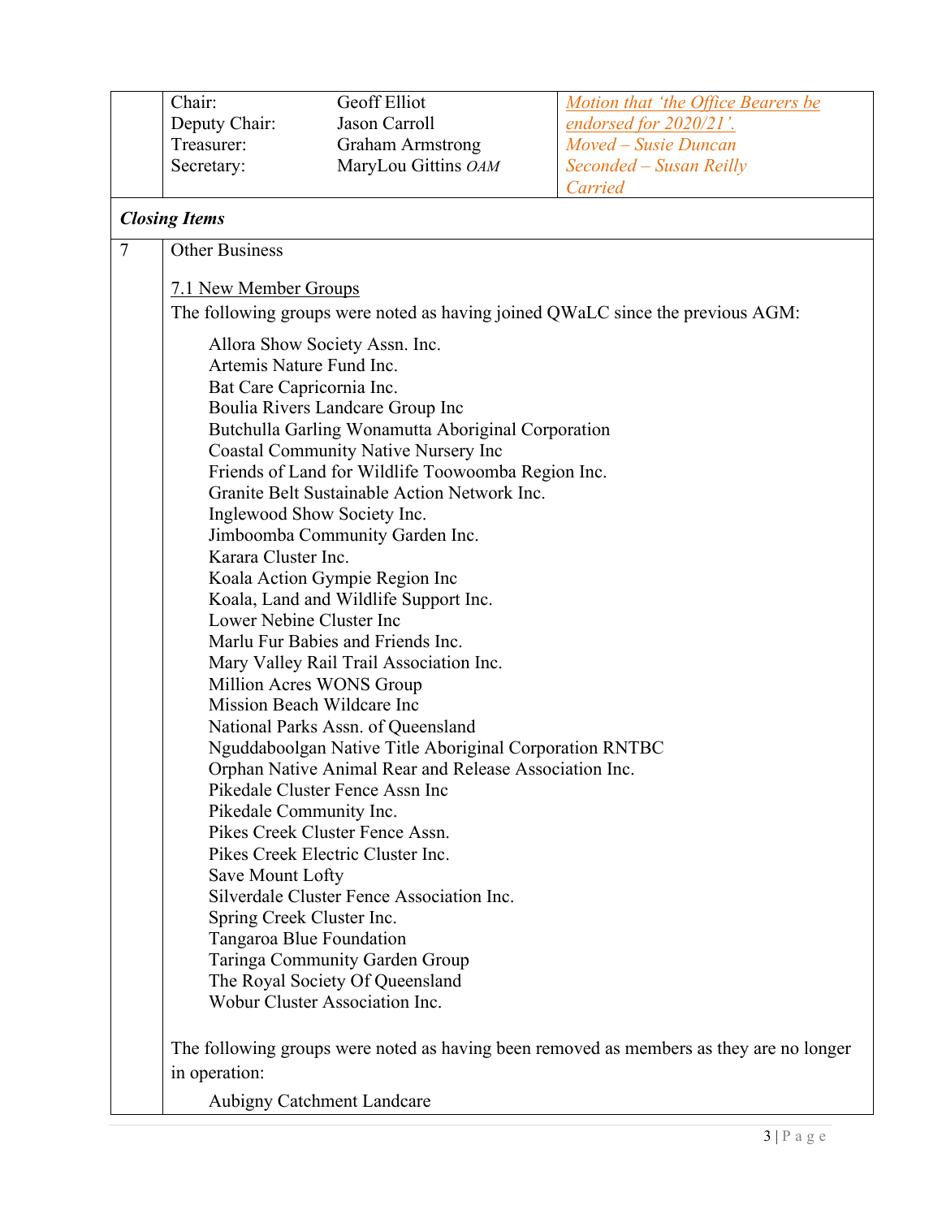| | | |
|---|---|---|
| Chair: Geoff Elliot<br>Deputy Chair: Jason Carroll<br>Treasurer: Graham Armstrong<br>Secretary: MaryLou Gittins *OAM* | | *Motion that 'the Office Bearers be endorsed for 2020/21'.*<br>*Moved – Susie Duncan*<br>*Seconded – Susan Reilly*<br>*Carried* |

***Closing Items***

7 Other Business

7.1 New Member Groups

The following groups were noted as having joined QWaLC since the previous AGM:

Allora Show Society Assn. Inc.
Artemis Nature Fund Inc.
Bat Care Capricornia Inc.
Boulia Rivers Landcare Group Inc
Butchulla Garling Wonamutta Aboriginal Corporation
Coastal Community Native Nursery Inc
Friends of Land for Wildlife Toowoomba Region Inc.
Granite Belt Sustainable Action Network Inc.
Inglewood Show Society Inc.
Jimboomba Community Garden Inc.
Karara Cluster Inc.
Koala Action Gympie Region Inc
Koala, Land and Wildlife Support Inc.
Lower Nebine Cluster Inc
Marlu Fur Babies and Friends Inc.
Mary Valley Rail Trail Association Inc.
Million Acres WONS Group
Mission Beach Wildcare Inc
National Parks Assn. of Queensland
Nguddaboolgan Native Title Aboriginal Corporation RNTBC
Orphan Native Animal Rear and Release Association Inc.
Pikedale Cluster Fence Assn Inc
Pikedale Community Inc.
Pikes Creek Cluster Fence Assn.
Pikes Creek Electric Cluster Inc.
Save Mount Lofty
Silverdale Cluster Fence Association Inc.
Spring Creek Cluster Inc.
Tangaroa Blue Foundation
Taringa Community Garden Group
The Royal Society Of Queensland
Wobur Cluster Association Inc.

The following groups were noted as having been removed as members as they are no longer in operation:

Aubigny Catchment Landcare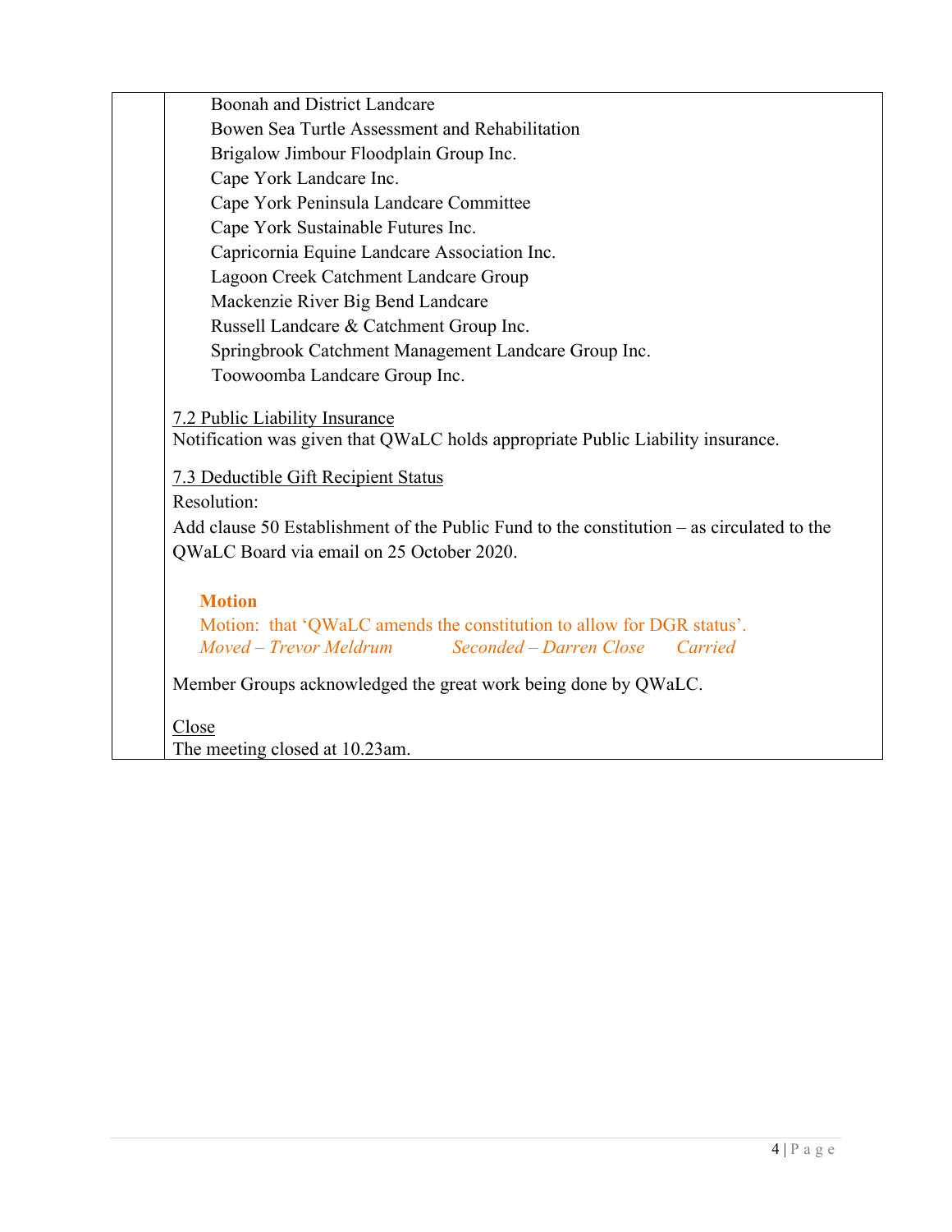Boonah and District Landcare
Bowen Sea Turtle Assessment and Rehabilitation
Brigalow Jimbour Floodplain Group Inc.
Cape York Landcare Inc.
Cape York Peninsula Landcare Committee
Cape York Sustainable Futures Inc.
Capricornia Equine Landcare Association Inc.
Lagoon Creek Catchment Landcare Group
Mackenzie River Big Bend Landcare
Russell Landcare & Catchment Group Inc.
Springbrook Catchment Management Landcare Group Inc.
Toowoomba Landcare Group Inc.

7.2 Public Liability Insurance

Notification was given that QWaLC holds appropriate Public Liability insurance.

7.3 Deductible Gift Recipient Status

Resolution:

Add clause 50 Establishment of the Public Fund to the constitution – as circulated to the QWaLC Board via email on 25 October 2020.

**Motion**

Motion: that 'QWaLC amends the constitution to allow for DGR status'.

*Moved – Trevor Meldrum* *Seconded – Darren Close* *Carried*

Member Groups acknowledged the great work being done by QWaLC.

Close

The meeting closed at 10.23am.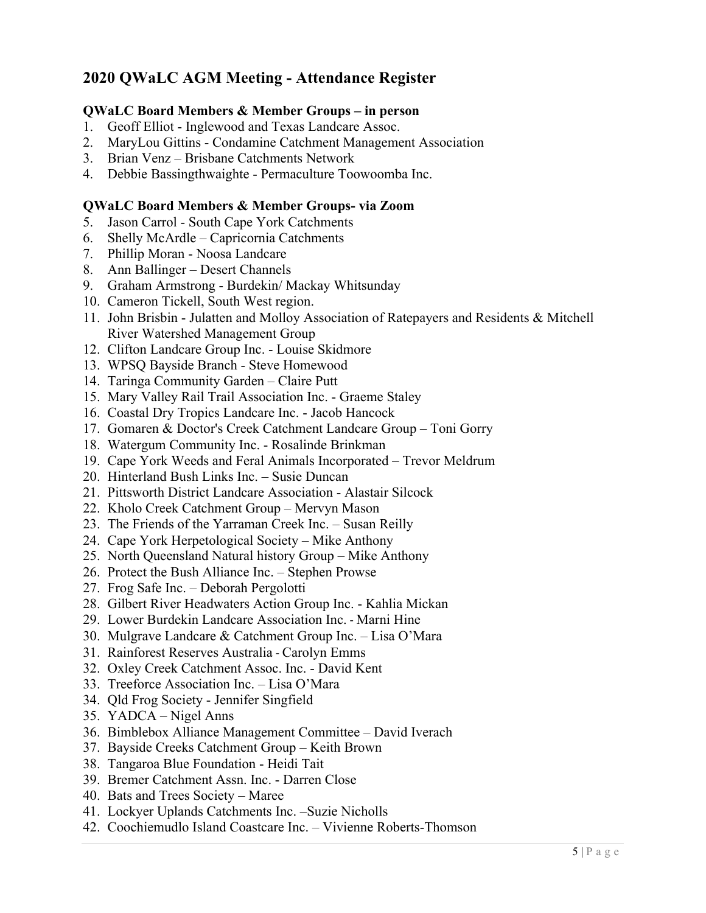## 2020 QWaLC AGM Meeting - Attendance Register

**QWaLC Board Members & Member Groups – in person**

1. Geoff Elliot - Inglewood and Texas Landcare Assoc.
2. MaryLou Gittins - Condamine Catchment Management Association
3. Brian Venz – Brisbane Catchments Network
4. Debbie Bassingthwaighte - Permaculture Toowoomba Inc.

**QWaLC Board Members & Member Groups- via Zoom**

5. Jason Carrol - South Cape York Catchments
6. Shelly McArdle – Capricornia Catchments
7. Phillip Moran - Noosa Landcare
8. Ann Ballinger – Desert Channels
9. Graham Armstrong - Burdekin/ Mackay Whitsunday
10. Cameron Tickell, South West region.
11. John Brisbin - Julatten and Molloy Association of Ratepayers and Residents & Mitchell River Watershed Management Group
12. Clifton Landcare Group Inc. - Louise Skidmore
13. WPSQ Bayside Branch - Steve Homewood
14. Taringa Community Garden – Claire Putt
15. Mary Valley Rail Trail Association Inc. - Graeme Staley
16. Coastal Dry Tropics Landcare Inc. - Jacob Hancock
17. Gomaren & Doctor's Creek Catchment Landcare Group – Toni Gorry
18. Watergum Community Inc. - Rosalinde Brinkman
19. Cape York Weeds and Feral Animals Incorporated – Trevor Meldrum
20. Hinterland Bush Links Inc. – Susie Duncan
21. Pittsworth District Landcare Association - Alastair Silcock
22. Kholo Creek Catchment Group – Mervyn Mason
23. The Friends of the Yarraman Creek Inc. – Susan Reilly
24. Cape York Herpetological Society – Mike Anthony
25. North Queensland Natural history Group – Mike Anthony
26. Protect the Bush Alliance Inc. – Stephen Prowse
27. Frog Safe Inc. – Deborah Pergolotti
28. Gilbert River Headwaters Action Group Inc. - Kahlia Mickan
29. Lower Burdekin Landcare Association Inc. - Marni Hine
30. Mulgrave Landcare & Catchment Group Inc. – Lisa O'Mara
31. Rainforest Reserves Australia - Carolyn Emms
32. Oxley Creek Catchment Assoc. Inc. - David Kent
33. Treeforce Association Inc. – Lisa O'Mara
34. Qld Frog Society - Jennifer Singfield
35. YADCA – Nigel Anns
36. Bimblebox Alliance Management Committee – David Iverach
37. Bayside Creeks Catchment Group – Keith Brown
38. Tangaroa Blue Foundation - Heidi Tait
39. Bremer Catchment Assn. Inc. - Darren Close
40. Bats and Trees Society – Maree
41. Lockyer Uplands Catchments Inc. –Suzie Nicholls
42. Coochiemudlo Island Coastcare Inc. – Vivienne Roberts-Thomson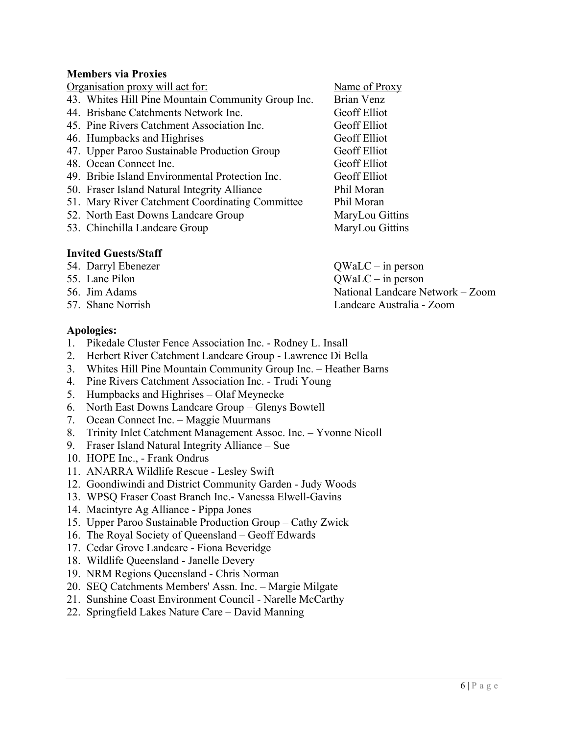**Members via Proxies**

| Organisation proxy will act for: | Name of Proxy |
|---|---|
| 43. Whites Hill Pine Mountain Community Group Inc. | Brian Venz |
| 44. Brisbane Catchments Network Inc. | Geoff Elliot |
| 45. Pine Rivers Catchment Association Inc. | Geoff Elliot |
| 46. Humpbacks and Highrises | Geoff Elliot |
| 47. Upper Paroo Sustainable Production Group | Geoff Elliot |
| 48. Ocean Connect Inc. | Geoff Elliot |
| 49. Bribie Island Environmental Protection Inc. | Geoff Elliot |
| 50. Fraser Island Natural Integrity Alliance | Phil Moran |
| 51. Mary River Catchment Coordinating Committee | Phil Moran |
| 52. North East Downs Landcare Group | MaryLou Gittins |
| 53. Chinchilla Landcare Group | MaryLou Gittins |

**Invited Guests/Staff**

| | |
|---|---|
| 54. Darryl Ebenezer | QWaLC – in person |
| 55. Lane Pilon | QWaLC – in person |
| 56. Jim Adams | National Landcare Network – Zoom |
| 57. Shane Norrish | Landcare Australia - Zoom |

**Apologies:**

1. Pikedale Cluster Fence Association Inc. - Rodney L. Insall
2. Herbert River Catchment Landcare Group - Lawrence Di Bella
3. Whites Hill Pine Mountain Community Group Inc. – Heather Barns
4. Pine Rivers Catchment Association Inc. - Trudi Young
5. Humpbacks and Highrises – Olaf Meynecke
6. North East Downs Landcare Group – Glenys Bowtell
7. Ocean Connect Inc. – Maggie Muurmans
8. Trinity Inlet Catchment Management Assoc. Inc. – Yvonne Nicoll
9. Fraser Island Natural Integrity Alliance – Sue
10. HOPE Inc., - Frank Ondrus
11. ANARRA Wildlife Rescue - Lesley Swift
12. Goondiwindi and District Community Garden - Judy Woods
13. WPSQ Fraser Coast Branch Inc.- Vanessa Elwell-Gavins
14. Macintyre Ag Alliance - Pippa Jones
15. Upper Paroo Sustainable Production Group – Cathy Zwick
16. The Royal Society of Queensland – Geoff Edwards
17. Cedar Grove Landcare - Fiona Beveridge
18. Wildlife Queensland - Janelle Devery
19. NRM Regions Queensland - Chris Norman
20. SEQ Catchments Members' Assn. Inc. – Margie Milgate
21. Sunshine Coast Environment Council - Narelle McCarthy
22. Springfield Lakes Nature Care – David Manning